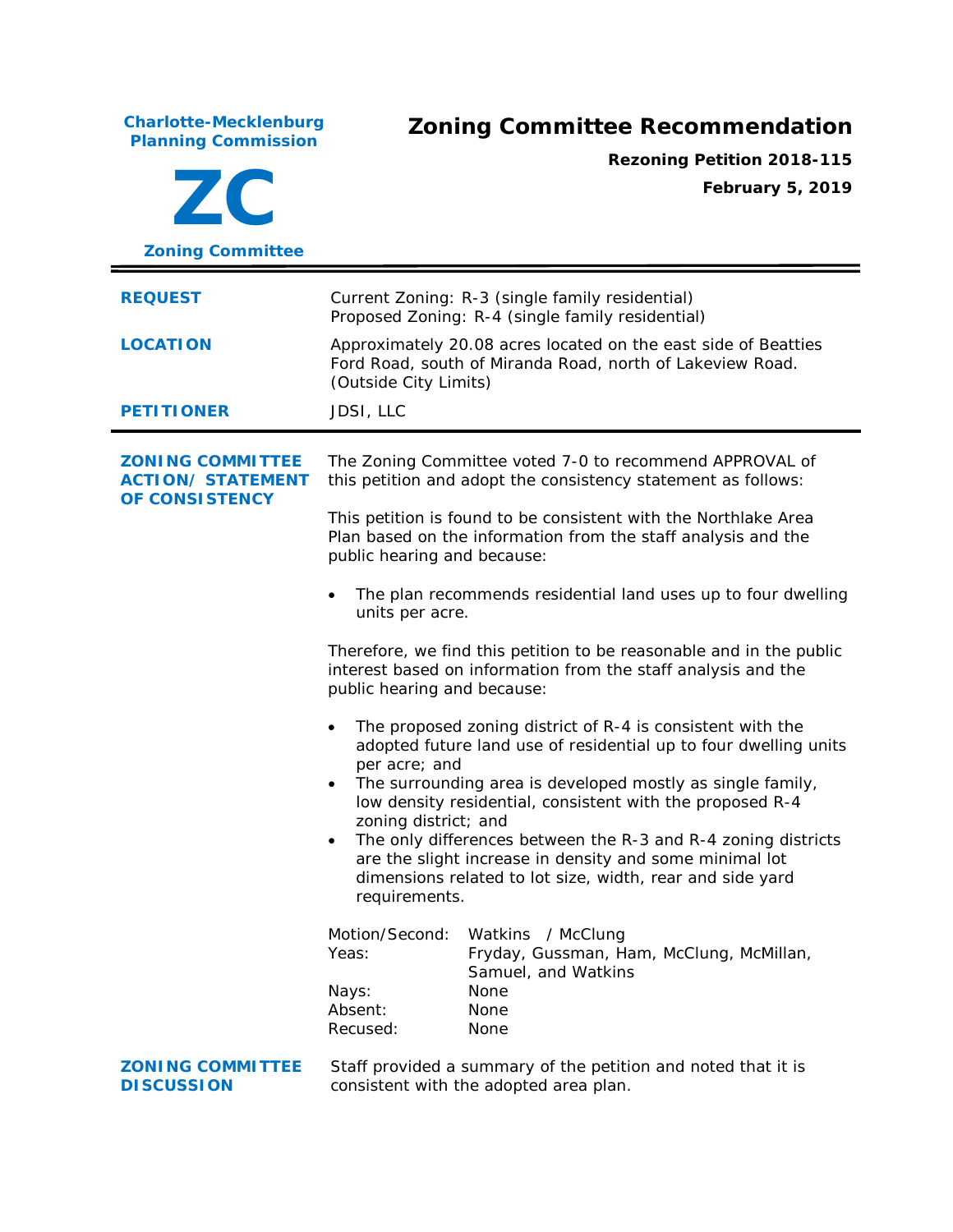**Charlote-Mecklenburg Planning Commission**

**ZC**

**Zoning Committee**

# Zoning Committee Recommendation

**Rezoning Petition 2018-115**

**February 5, 2019**

---

| | |
|---|---|
| **REQUEST** | Current Zoning: R-3 (single family residential)<br>Proposed Zoning: R-4 (single family residential) |
| **LOCATION** | Approximately 20.08 acres located on the east side of Beatties Ford Road, south of Miranda Road, north of Lakeview Road. (Outside City Limits) |
| **PETITIONER** | JDSI, LLC |

---

## ZONING COMMITTEE ACTION/ STATEMENT OF CONSISTENCY

The Zoning Committee voted 7-0 to recommend APPROVAL of this petition and adopt the consistency statement as follows:

This petition is found to be consistent with the Northlake Area Plan based on the information from the staff analysis and the public hearing and because:

- The plan recommends residential land uses up to four dwelling units per acre.

Therefore, we find this petition to be reasonable and in the public interest based on information from the staff analysis and the public hearing and because:

- The proposed zoning district of R-4 is consistent with the adopted future land use of residential up to four dwelling units per acre; and
- The surrounding area is developed mostly as single family, low density residential, consistent with the proposed R-4 zoning district; and
- The only differences between the R-3 and R-4 zoning districts are the slight increase in density and some minimal lot dimensions related to lot size, width, rear and side yard requirements.

| | |
|---|---|
| Motion/Second: | Watkins / McClung |
| Yeas: | Fryday, Gussman, Ham, McClung, McMillan, Samuel, and Watkins |
| Nays: | None |
| Absent: | None |
| Recused: | None |

## ZONING COMMITTEE DISCUSSION

Staff provided a summary of the petition and noted that it is consistent with the adopted area plan.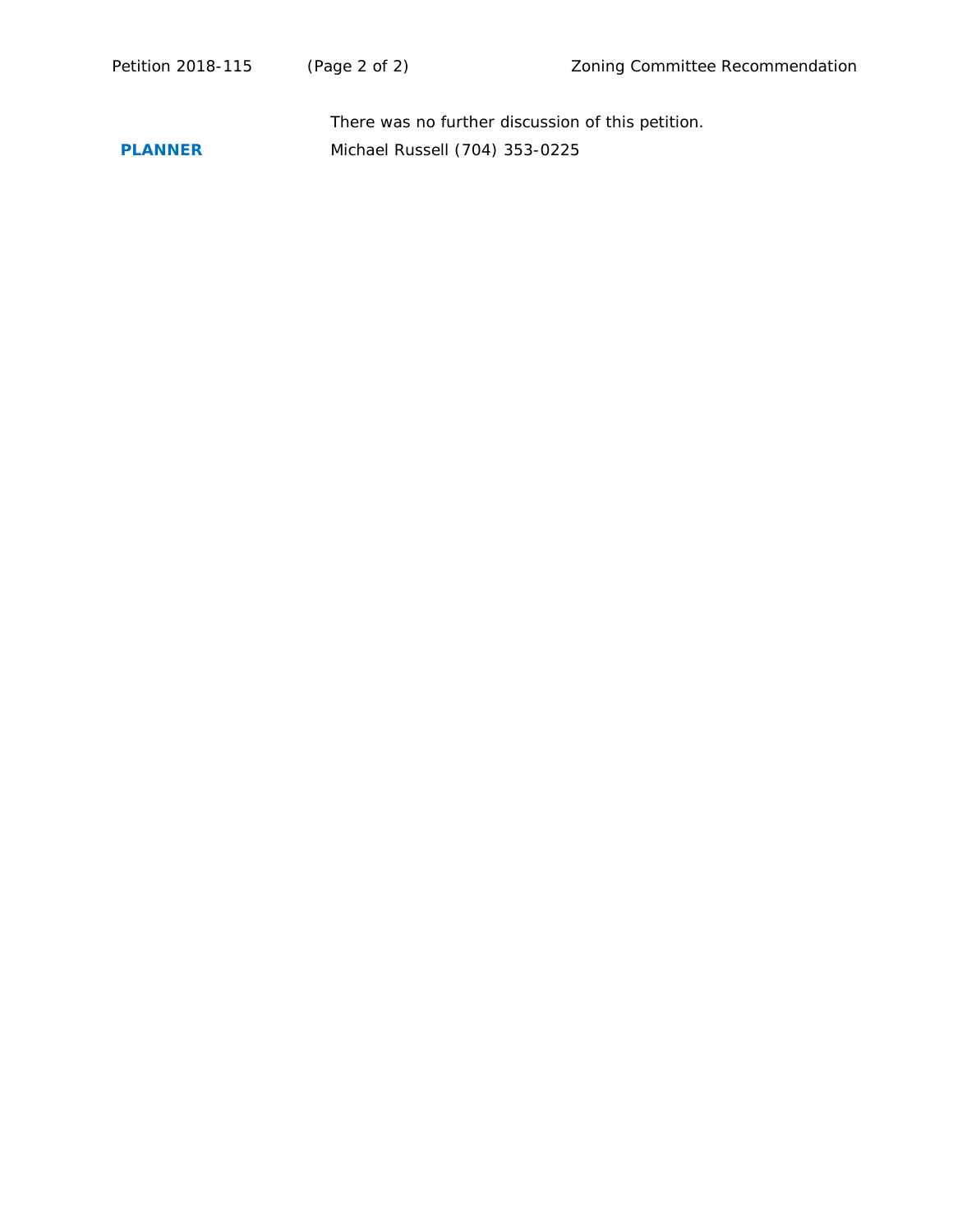There was no further discussion of this petition.

**PLANNER** Michael Russell (704) 353-0225